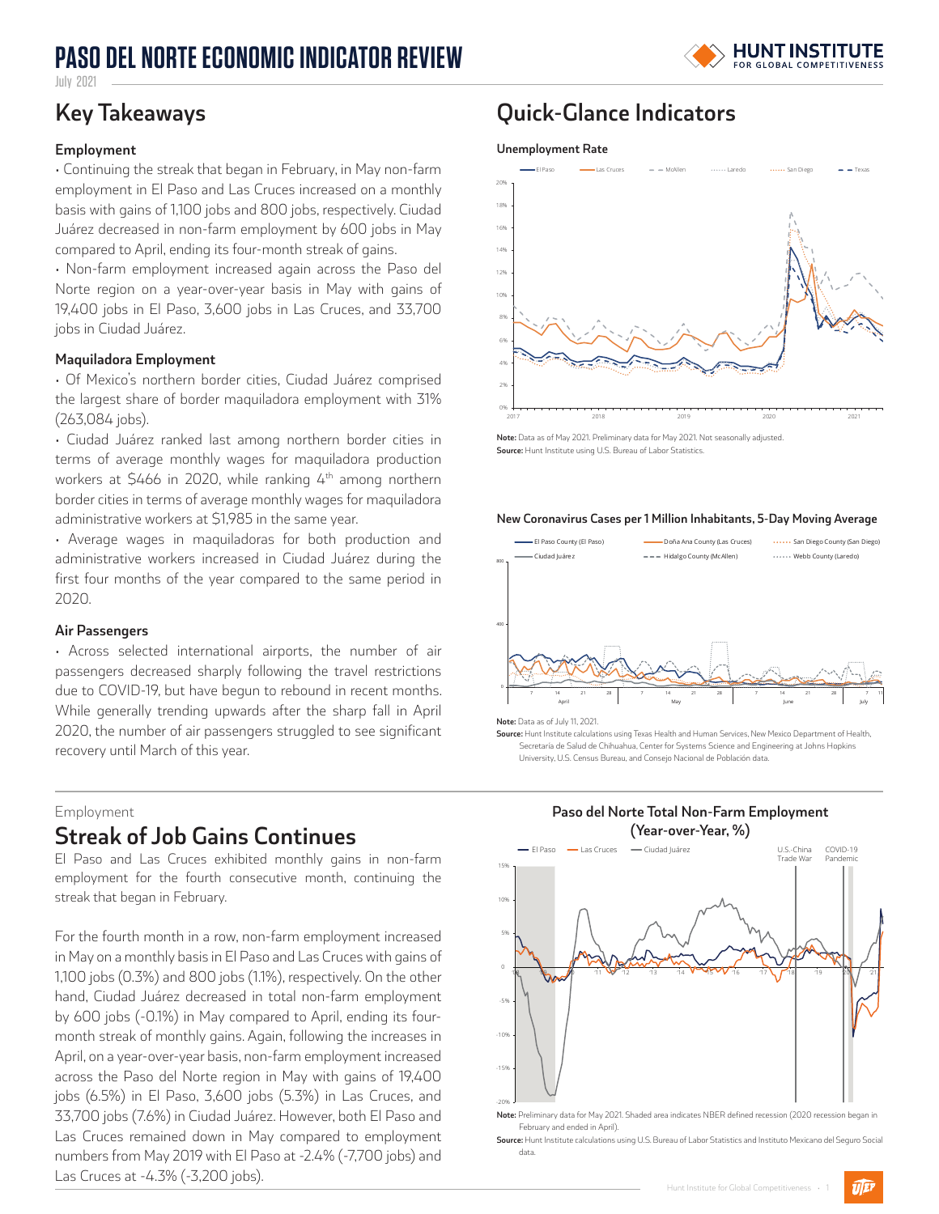# PASO DEL NORTE ECONOMIC INDICATOR REVIEW

July 2021

## Key Takeaways

### Employment

- Continuing the streak that began in February, in May non-farm employment in El Paso and Las Cruces increased on a monthly basis with gains of 1,100 jobs and 800 jobs, respectively. Ciudad Juárez decreased in non-farm employment by 600 jobs in May compared to April, ending its four-month streak of gains.
- Non-farm employment increased again across the Paso del Norte region on a year-over-year basis in May with gains of 19,400 jobs in El Paso, 3,600 jobs in Las Cruces, and 33,700 jobs in Ciudad Juárez.

### Maquiladora Employment

- Of Mexico's northern border cities, Ciudad Juárez comprised the largest share of border maquiladora employment with 31% (263,084 jobs).
- Ciudad Juárez ranked last among northern border cities in terms of average monthly wages for maquiladora production workers at $466 in 2020, while ranking 4th among northern border cities in terms of average monthly wages for maquiladora administrative workers at $1,985 in the same year.
- Average wages in maquiladoras for both production and administrative workers increased in Ciudad Juárez during the first four months of the year compared to the same period in 2020.

### Air Passengers

- Across selected international airports, the number of air passengers decreased sharply following the travel restrictions due to COVID-19, but have begun to rebound in recent months. While generally trending upwards after the sharp fall in April 2020, the number of air passengers struggled to see significant recovery until March of this year.

## Quick-Glance Indicators

**Unemployment Rate**

El Paso, Las Cruces, McAllen, Laredo, San Diego, Texas

20%, 18%, 16%, 14%, 12%, 10%, 8%, 6%, 4%, 2%, 0%

2017, 2018, 2019, 2020, 2021

**Note:** Data as of May 2021. Preliminary data for May 2021. Not seasonally adjusted.
**Source:** Hunt Institute using U.S. Bureau of Labor Statistics.

**New Coronavirus Cases per 1 Million Inhabitants, 5-Day Moving Average**

El Paso County (El Paso), Doña Ana County (Las Cruces), San Diego County (San Diego), Ciudad Juárez, Hidalgo County (McAllen), Webb County (Laredo)

800, 400, 0

7, 14, 21, 28 April; 7, 14, 21, 28 May; 7, 14, 21, 28 June; 7, 11 July

**Note:** Data as of July 11, 2021.
**Source:** Hunt Institute calculations using Texas Health and Human Services, New Mexico Department of Health, Secretaría de Salud de Chihuahua, Center for Systems Science and Engineering at Johns Hopkins University, U.S. Census Bureau, and Consejo Nacional de Población data.

---

Employment

## Streak of Job Gains Continues

El Paso and Las Cruces exhibited monthly gains in non-farm employment for the fourth consecutive month, continuing the streak that began in February.

For the fourth month in a row, non-farm employment increased in May on a monthly basis in El Paso and Las Cruces with gains of 1,100 jobs (0.3%) and 800 jobs (1.1%), respectively. On the other hand, Ciudad Juárez decreased in total non-farm employment by 600 jobs (-0.1%) in May compared to April, ending its four-month streak of monthly gains. Again, following the increases in April, on a year-over-year basis, non-farm employment increased across the Paso del Norte region in May with gains of 19,400 jobs (6.5%) in El Paso, 3,600 jobs (5.3%) in Las Cruces, and 33,700 jobs (7.6%) in Ciudad Juárez. However, both El Paso and Las Cruces remained down in May compared to employment numbers from May 2019 with El Paso at -2.4% (-7,700 jobs) and Las Cruces at -4.3% (-3,200 jobs).

**Paso del Norte Total Non-Farm Employment (Year-over-Year, %)**

El Paso, Las Cruces, Ciudad Juárez

U.S.-China Trade War; COVID-19 Pandemic

15%, 10%, 5%, 0, -5%, -10%, -15%, -20%

08, 09, 10, 11, 12, 13, 14, 15, 16, 17, 18, 19, 20, 21

**Note:** Preliminary data for May 2021. Shaded area indicates NBER defined recession (2020 recession began in February and ended in April).
**Source:** Hunt Institute calculations using U.S. Bureau of Labor Statistics and Instituto Mexicano del Seguro Social data.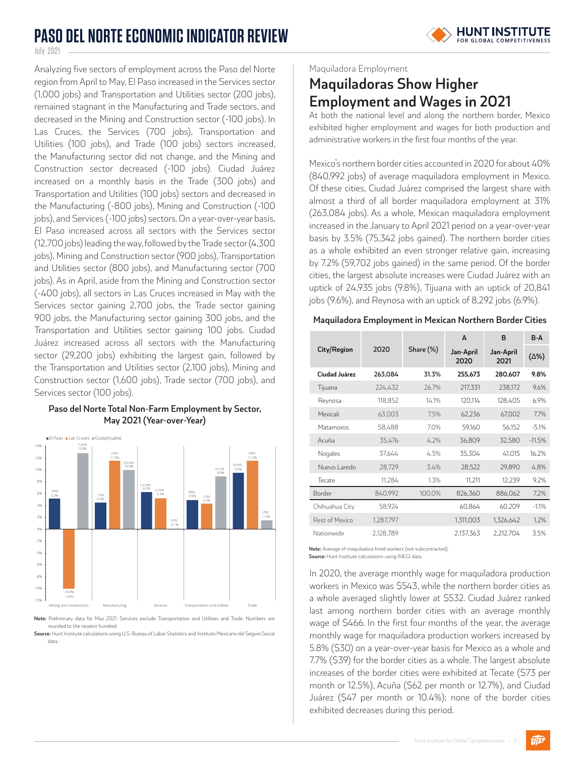# PASO DEL NORTE ECONOMIC INDICATOR REVIEW

July 2021

Analyzing five sectors of employment across the Paso del Norte region from April to May, El Paso increased in the Services sector (1,000 jobs) and Transportation and Utilities sector (200 jobs), remained stagnant in the Manufacturing and Trade sectors, and decreased in the Mining and Construction sector (-100 jobs). In Las Cruces, the Services (700 jobs), Transportation and Utilities (100 jobs), and Trade (100 jobs) sectors increased, the Manufacturing sector did not change, and the Mining and Construction sector decreased (-100 jobs). Ciudad Juárez increased on a monthly basis in the Trade (300 jobs) and Transportation and Utilities (100 jobs) sectors and decreased in the Manufacturing (-800 jobs), Mining and Construction (-100 jobs), and Services (-100 jobs) sectors. On a year-over-year basis, El Paso increased across all sectors with the Services sector (12,700 jobs) leading the way, followed by the Trade sector (4,300 jobs), Mining and Construction sector (900 jobs), Transportation and Utilities sector (800 jobs), and Manufacturing sector (700 jobs). As in April, aside from the Mining and Construction sector (-400 jobs), all sectors in Las Cruces increased in May with the Services sector gaining 2,700 jobs, the Trade sector gaining 900 jobs, the Manufacturing sector gaining 300 jobs, and the Transportation and Utilities sector gaining 100 jobs. Ciudad Juárez increased across all sectors with the Manufacturing sector (29,200 jobs) exhibiting the largest gain, followed by the Transportation and Utilities sector (2,100 jobs), Mining and Construction sector (1,600 jobs), Trade sector (700 jobs), and Services sector (100 jobs).

**Paso del Norte Total Non-Farm Employment by Sector, May 2021 (Year-over-Year)**

El Paso
Las Cruces
Ciudad Juárez

14%
12%
10%
8%
6%
4%
2%
0%
-2%
-4%
-6%
-8%
-10%
-12%

Mining and Construction: (900) 5.2%; -10.0% (-400); (1,600) 12.8%
Manufacturing: (700) 4.5%; (300) 11.5%; (29,200) 10.0%
Services: (12,700) 6.2%; (2,700) 5.3%; (100) 0.1%
Transportation and Utilities: (800) 4.9%; (100) 4.3%; (2,100) 8.9%
Trade: (4,300) 9.5%; (900) 11.5%; (700) 1.5%

**Note:** Preliminary data for May 2021. Services exclude Transportation and Utilities and Trade. Numbers are rounded to the nearest hundred.
**Source:** Hunt Institute calculations using U.S. Bureau of Labor Statistics and Instituto Mexicano del Seguro Social data.

Maquiladora Employment

## Maquiladoras Show Higher Employment and Wages in 2021

At both the national level and along the northern border, Mexico exhibited higher employment and wages for both production and administrative workers in the first four months of the year.

Mexico's northern border cities accounted in 2020 for about 40% (840,992 jobs) of average maquiladora employment in Mexico. Of these cities, Ciudad Juárez comprised the largest share with almost a third of all border maquiladora employment at 31% (263,084 jobs). As a whole, Mexican maquiladora employment increased in the January to April 2021 period on a year-over-year basis by 3.5% (75,342 jobs gained). The northern border cities as a whole exhibited an even stronger relative gain, increasing by 7.2% (59,702 jobs gained) in the same period. Of the border cities, the largest absolute increases were Ciudad Juárez with an uptick of 24,935 jobs (9.8%), Tijuana with an uptick of 20,841 jobs (9.6%), and Reynosa with an uptick of 8,292 jobs (6.9%).

**Maquiladora Employment in Mexican Northern Border Cities**

| City/Region | 2020 | Share (%) | A | B | B-A |
|---|---|---|---|---|---|
| | | | Jan-April 2020 | Jan-April 2021 | (Δ%) |
| **Ciudad Juárez** | **263,084** | **31.3%** | **255,673** | **280,607** | **9.8%** |
| Tijuana | 224,432 | 26.7% | 217,331 | 238,172 | 9.6% |
| Reynosa | 118,852 | 14.1% | 120,114 | 128,405 | 6.9% |
| Mexicali | 63,003 | 7.5% | 62,236 | 67,002 | 7.7% |
| Matamoros | 58,488 | 7.0% | 59,160 | 56,152 | -5.1% |
| Acuña | 35,476 | 4.2% | 36,809 | 32,580 | -11.5% |
| Nogales | 37,644 | 4.5% | 35,304 | 41,015 | 16.2% |
| Nuevo Laredo | 28,729 | 3.4% | 28,522 | 29,890 | 4.8% |
| Tecate | 11,284 | 1.3% | 11,211 | 12,239 | 9.2% |
| Border | 840,992 | 100.0% | 826,360 | 886,062 | 7.2% |
| Chihuahua City | 58,924 | | 60,864 | 60,209 | -1.1% |
| Rest of Mexico | 1,287,797 | | 1,311,003 | 1,326,642 | 1.2% |
| Nationwide | 2,128,789 | | 2,137,363 | 2,212,704 | 3.5% |

**Note:** Average of maquiladora hired workers (not subcontracted).
**Source:** Hunt Institute calculations using INEGI data.

In 2020, the average monthly wage for maquiladora production workers in Mexico was $543, while the northern border cities as a whole averaged slightly lower at $532. Ciudad Juárez ranked last among northern border cities with an average monthly wage of $466. In the first four months of the year, the average monthly wage for maquiladora production workers increased by 5.8% ($30) on a year-over-year basis for Mexico as a whole and 7.7% ($39) for the border cities as a whole. The largest absolute increases of the border cities were exhibited at Tecate ($73 per month or 12.5%), Acuña ($62 per month or 12.7%), and Ciudad Juárez ($47 per month or 10.4%); none of the border cities exhibited decreases during this period.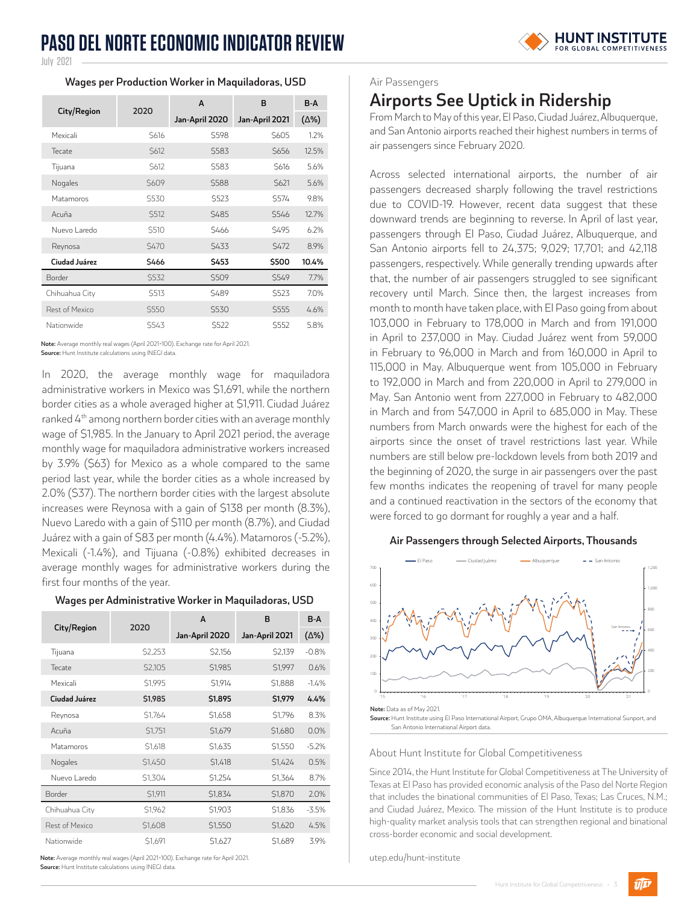# PASO DEL NORTE ECONOMIC INDICATOR REVIEW

July 2021

### Wages per Production Worker in Maquiladoras, USD

| City/Region | 2020 | A | B | B-A |
|---|---|---|---|---|
| | | Jan-April 2020 | Jan-April 2021 | (Δ%) |
| Mexicali | $616 | $598 | $605 | 1.2% |
| Tecate | $612 | $583 | $656 | 12.5% |
| Tijuana | $612 | $583 | $616 | 5.6% |
| Nogales | $609 | $588 | $621 | 5.6% |
| Matamoros | $530 | $523 | $574 | 9.8% |
| Acuña | $512 | $485 | $546 | 12.7% |
| Nuevo Laredo | $510 | $466 | $495 | 6.2% |
| Reynosa | $470 | $433 | $472 | 8.9% |
| **Ciudad Juárez** | **$466** | **$453** | **$500** | **10.4%** |
| Border | $532 | $509 | $549 | 7.7% |
| Chihuahua City | $513 | $489 | $523 | 7.0% |
| Rest of Mexico | $550 | $530 | $555 | 4.6% |
| Nationwide | $543 | $522 | $552 | 5.8% |

**Note:** Average monthly real wages (April 2021=100). Exchange rate for April 2021.
**Source:** Hunt Institute calculations using INEGI data.

In 2020, the average monthly wage for maquiladora administrative workers in Mexico was $1,691, while the northern border cities as a whole averaged higher at $1,911. Ciudad Juárez ranked 4th among northern border cities with an average monthly wage of $1,985. In the January to April 2021 period, the average monthly wage for maquiladora administrative workers increased by 3.9% ($63) for Mexico as a whole compared to the same period last year, while the border cities as a whole increased by 2.0% ($37). The northern border cities with the largest absolute increases were Reynosa with a gain of $138 per month (8.3%), Nuevo Laredo with a gain of $110 per month (8.7%), and Ciudad Juárez with a gain of $83 per month (4.4%). Matamoros (-5.2%), Mexicali (-1.4%), and Tijuana (-0.8%) exhibited decreases in average monthly wages for administrative workers during the first four months of the year.

### Wages per Administrative Worker in Maquiladoras, USD

| City/Region | 2020 | A | B | B-A |
|---|---|---|---|---|
| | | Jan-April 2020 | Jan-April 2021 | (Δ%) |
| Tijuana | $2,253 | $2,156 | $2,139 | -0.8% |
| Tecate | $2,105 | $1,985 | $1,997 | 0.6% |
| Mexicali | $1,995 | $1,914 | $1,888 | -1.4% |
| **Ciudad Juárez** | **$1,985** | **$1,895** | **$1,979** | **4.4%** |
| Reynosa | $1,764 | $1,658 | $1,796 | 8.3% |
| Acuña | $1,751 | $1,679 | $1,680 | 0.0% |
| Matamoros | $1,618 | $1,635 | $1,550 | -5.2% |
| Nogales | $1,450 | $1,418 | $1,424 | 0.5% |
| Nuevo Laredo | $1,304 | $1,254 | $1,364 | 8.7% |
| Border | $1,911 | $1,834 | $1,870 | 2.0% |
| Chihuahua City | $1,962 | $1,903 | $1,836 | -3.5% |
| Rest of Mexico | $1,608 | $1,550 | $1,620 | 4.5% |
| Nationwide | $1,691 | $1,627 | $1,689 | 3.9% |

**Note:** Average monthly real wages (April 2021=100). Exchange rate for April 2021.
**Source:** Hunt Institute calculations using INEGI data.

Air Passengers

## Airports See Uptick in Ridership

From March to May of this year, El Paso, Ciudad Juárez, Albuquerque, and San Antonio airports reached their highest numbers in terms of air passengers since February 2020.

Across selected international airports, the number of air passengers decreased sharply following the travel restrictions due to COVID-19. However, recent data suggest that these downward trends are beginning to reverse. In April of last year, passengers through El Paso, Ciudad Juárez, Albuquerque, and San Antonio airports fell to 24,375; 9,029; 17,701; and 42,118 passengers, respectively. While generally trending upwards after that, the number of air passengers struggled to see significant recovery until March. Since then, the largest increases from month to month have taken place, with El Paso going from about 103,000 in February to 178,000 in March and from 191,000 in April to 237,000 in May. Ciudad Juárez went from 59,000 in February to 96,000 in March and from 160,000 in April to 115,000 in May. Albuquerque went from 105,000 in February to 192,000 in March and from 220,000 in April to 279,000 in May. San Antonio went from 227,000 in February to 482,000 in March and from 547,000 in April to 685,000 in May. These numbers from March onwards were the highest for each of the airports since the onset of travel restrictions last year. While numbers are still below pre-lockdown levels from both 2019 and the beginning of 2020, the surge in air passengers over the past few months indicates the reopening of travel for many people and a continued reactivation in the sectors of the economy that were forced to go dormant for roughly a year and a half.

### Air Passengers through Selected Airports, Thousands

El Paso
Ciudad Juárez
Albuquerque
San Antonio

700
600
500
400
300
200
100
0

1,200
1,000
800
600
400
200
0

San Antonio

'15 '16 '17 '18 '19 '20 '21

**Note:** Data as of May 2021.
**Source:** Hunt Institute using El Paso International Airport, Grupo OMA, Albuquerque International Sunport, and San Antonio International Airport data.

About Hunt Institute for Global Competitiveness

Since 2014, the Hunt Institute for Global Competitiveness at The University of Texas at El Paso has provided economic analysis of the Paso del Norte Region that includes the binational communities of El Paso, Texas; Las Cruces, N.M.; and Ciudad Juárez, Mexico. The mission of the Hunt Institute is to produce high-quality market analysis tools that can strengthen regional and binational cross-border economic and social development.

utep.edu/hunt-institute